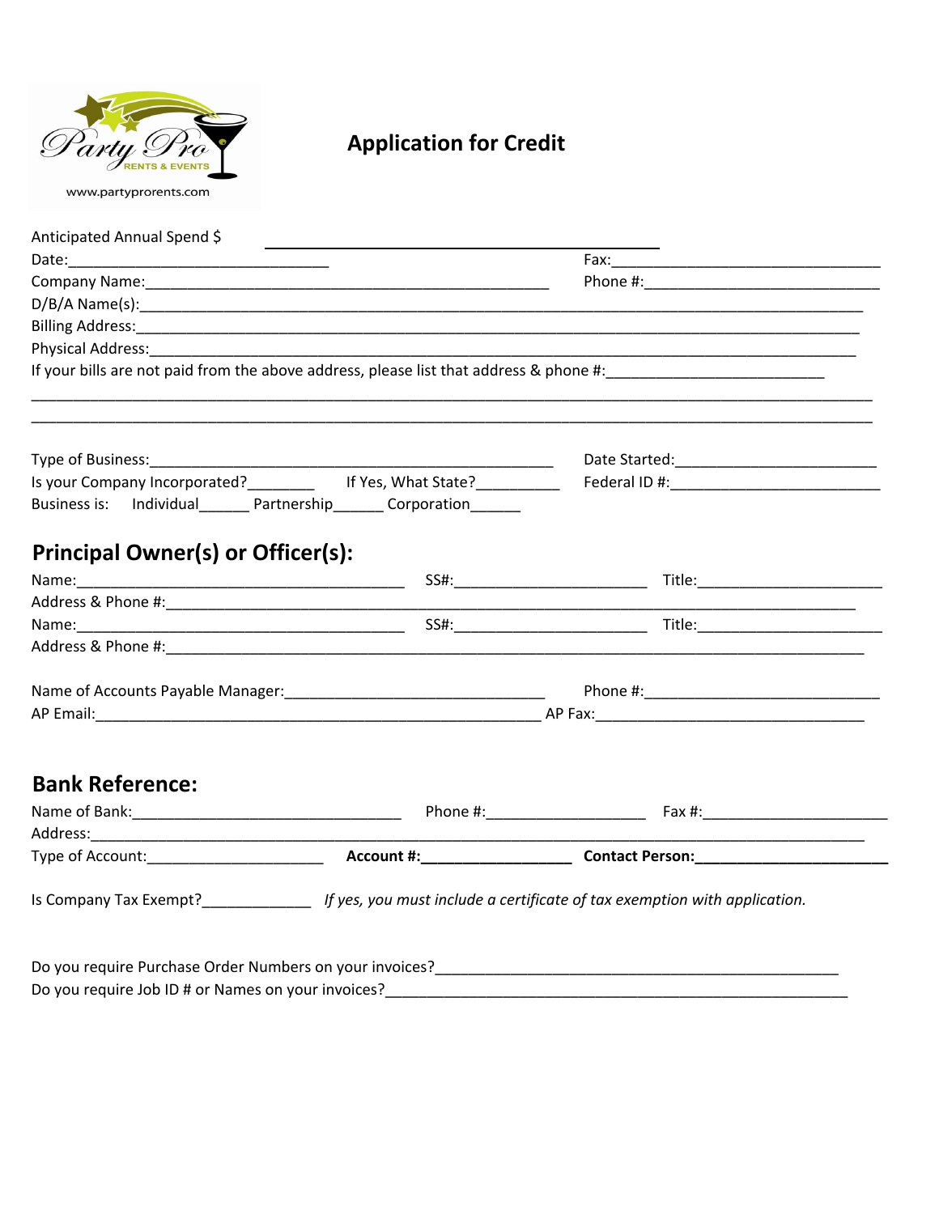Party Pro RENTS & EVENTS

www.partyprorents.com

# Application for Credit

Anticipated Annual Spend $ ______________________________

Date:______________________________ Fax:______________________________

Company Name:______________________________ Phone #:______________________________

D/B/A Name(s):______________________________

Billing Address:______________________________

Physical Address:______________________________

If your bills are not paid from the above address, please list that address & phone #:__________________________

______________________________

______________________________

Type of Business:______________________________ Date Started:______________________

Is your Company Incorporated?________ If Yes, What State?__________ Federal ID #:______________________

Business is: Individual______ Partnership______ Corporation______

## Principal Owner(s) or Officer(s):

Name:______________________________ SS#:______________________ Title:______________________

Address & Phone #:______________________________

Name:______________________________ SS#:______________________ Title:______________________

Address & Phone #:______________________________

Name of Accounts Payable Manager:______________________________ Phone #:______________________

AP Email:______________________________ AP Fax:______________________

## Bank Reference:

Name of Bank:______________________________ Phone #:__________________ Fax #:______________________

Address:______________________________

Type of Account:______________________ **Account #:__________________** **Contact Person:______________________**

Is Company Tax Exempt?_____________ *If yes, you must include a certificate of tax exemption with application.*

Do you require Purchase Order Numbers on your invoices?______________________________

Do you require Job ID # or Names on your invoices?______________________________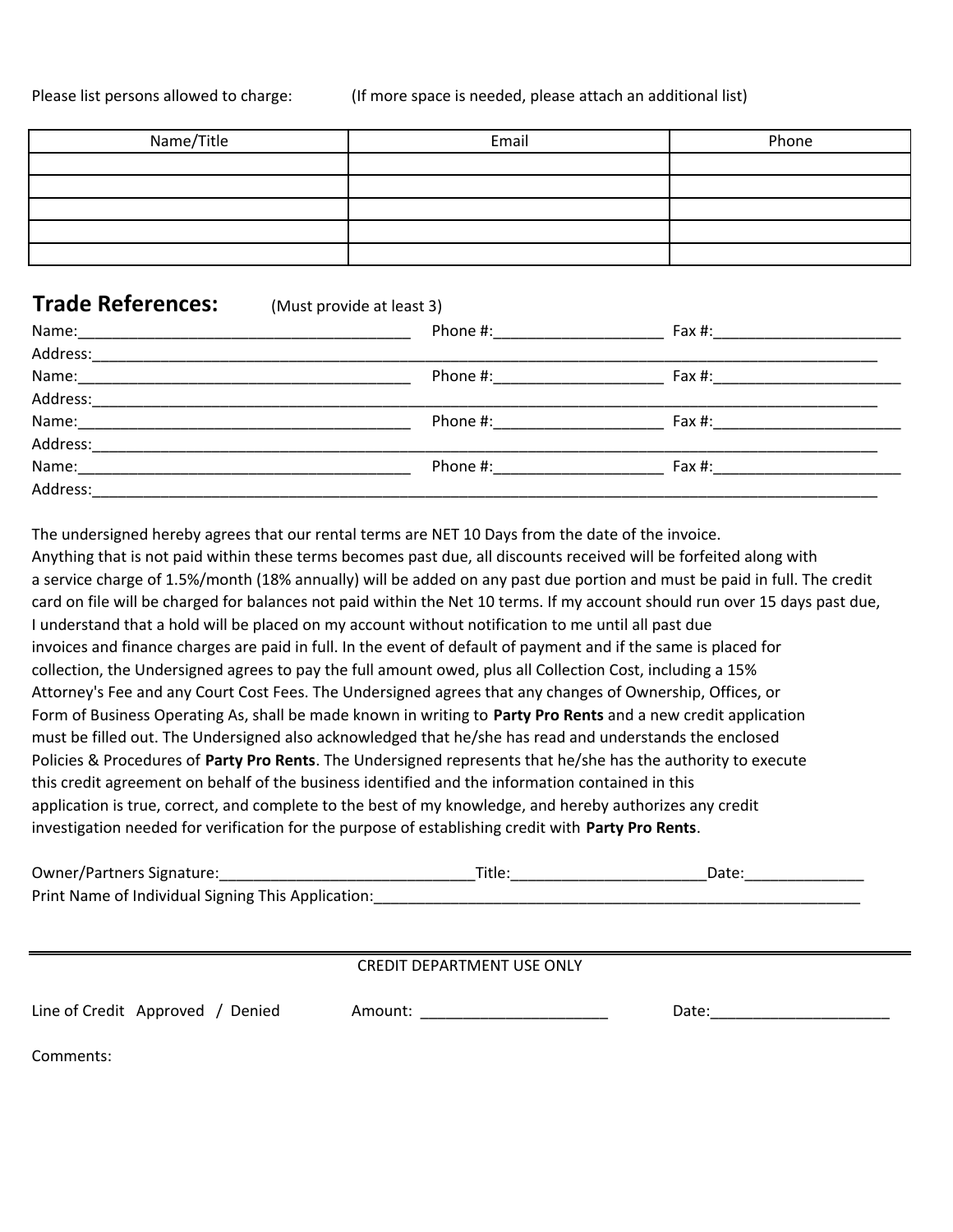Please list persons allowed to charge: (If more space is needed, please attach an additional list)

| Name/Title | Email | Phone |
| --- | --- | --- |
| | | |
| | | |
| | | |
| | | |
| | | |

## Trade References:

(Must provide at least 3)

Name:________________________________________ Phone #:____________________ Fax #:______________________
Address:________________________________________________________________________________________________
Name:________________________________________ Phone #:____________________ Fax #:______________________
Address:________________________________________________________________________________________________
Name:________________________________________ Phone #:____________________ Fax #:______________________
Address:________________________________________________________________________________________________
Name:________________________________________ Phone #:____________________ Fax #:______________________
Address:________________________________________________________________________________________________

The undersigned hereby agrees that our rental terms are NET 10 Days from the date of the invoice. Anything that is not paid within these terms becomes past due, all discounts received will be forfeited along with a service charge of 1.5%/month (18% annually) will be added on any past due portion and must be paid in full. The credit card on file will be charged for balances not paid within the Net 10 terms. If my account should run over 15 days past due, I understand that a hold will be placed on my account without notification to me until all past due invoices and finance charges are paid in full. In the event of default of payment and if the same is placed for collection, the Undersigned agrees to pay the full amount owed, plus all Collection Cost, including a 15% Attorney's Fee and any Court Cost Fees. The Undersigned agrees that any changes of Ownership, Offices, or Form of Business Operating As, shall be made known in writing to **Party Pro Rents** and a new credit application must be filled out. The Undersigned also acknowledged that he/she has read and understands the enclosed Policies & Procedures of **Party Pro Rents**. The Undersigned represents that he/she has the authority to execute this credit agreement on behalf of the business identified and the information contained in this application is true, correct, and complete to the best of my knowledge, and hereby authorizes any credit investigation needed for verification for the purpose of establishing credit with **Party Pro Rents**.

Owner/Partners Signature:______________________________Title:_______________________Date:______________
Print Name of Individual Signing This Application:____________________________________________________________

---

CREDIT DEPARTMENT USE ONLY

Line of Credit Approved / Denied Amount: ______________________ Date:_____________________

Comments: